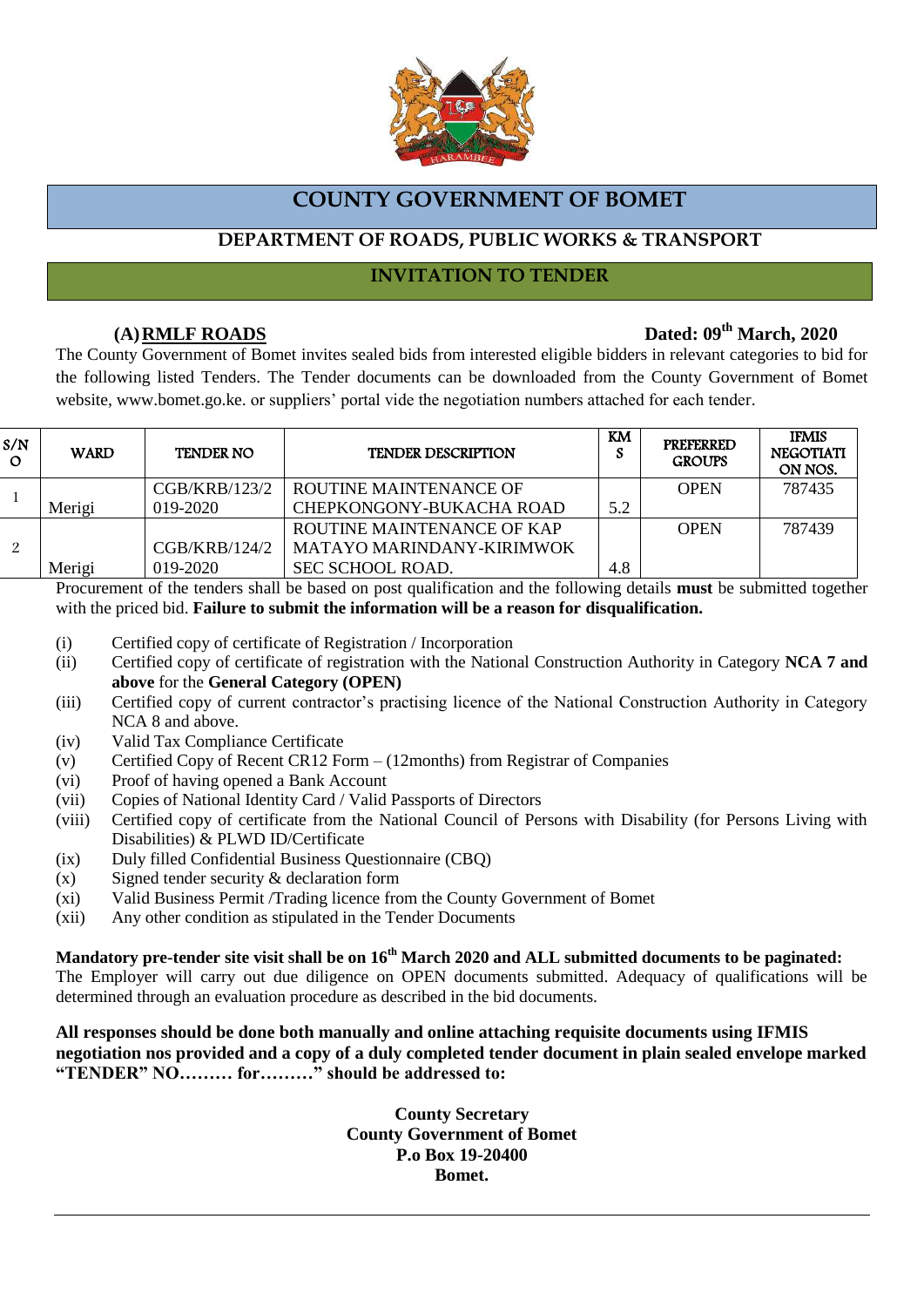# COUNTY GOVERNMENT OF BOMET

## DEPARTMENT OF ROADS, PUBLIC WORKS & TRANSPORT

## INVITATION TO TENDER

**(A) RMLF ROADS** **Dated: 09th March, 2020**

The County Government of Bomet invites sealed bids from interested eligible bidders in relevant categories to bid for the following listed Tenders. The Tender documents can be downloaded from the County Government of Bomet website, www.bomet.go.ke. or suppliers' portal vide the negotiation numbers attached for each tender.

| S/NO | WARD | TENDER NO | TENDER DESCRIPTION | KMS | PREFERRED GROUPS | IFMIS NEGOTIATION NOS. |
|---|---|---|---|---|---|---|
| 1 | Merigi | CGB/KRB/123/2019-2020 | ROUTINE MAINTENANCE OF CHEPKONGONY-BUKACHA ROAD | 5.2 | OPEN | 787435 |
| 2 | Merigi | CGB/KRB/124/2019-2020 | ROUTINE MAINTENANCE OF KAP MATAYO MARINDANY-KIRIMWOK SEC SCHOOL ROAD. | 4.8 | OPEN | 787439 |

Procurement of the tenders shall be based on post qualification and the following details **must** be submitted together with the priced bid. **Failure to submit the information will be a reason for disqualification.**

- (i) Certified copy of certificate of Registration / Incorporation
- (ii) Certified copy of certificate of registration with the National Construction Authority in Category **NCA 7 and above** for the **General Category (OPEN)**
- (iii) Certified copy of current contractor's practising licence of the National Construction Authority in Category NCA 8 and above.
- (iv) Valid Tax Compliance Certificate
- (v) Certified Copy of Recent CR12 Form – (12months) from Registrar of Companies
- (vi) Proof of having opened a Bank Account
- (vii) Copies of National Identity Card / Valid Passports of Directors
- (viii) Certified copy of certificate from the National Council of Persons with Disability (for Persons Living with Disabilities) & PLWD ID/Certificate
- (ix) Duly filled Confidential Business Questionnaire (CBQ)
- (x) Signed tender security & declaration form
- (xi) Valid Business Permit /Trading licence from the County Government of Bomet
- (xii) Any other condition as stipulated in the Tender Documents

**Mandatory pre-tender site visit shall be on 16th March 2020 and ALL submitted documents to be paginated:**
The Employer will carry out due diligence on OPEN documents submitted. Adequacy of qualifications will be determined through an evaluation procedure as described in the bid documents.

**All responses should be done both manually and online attaching requisite documents using IFMIS negotiation nos provided and a copy of a duly completed tender document in plain sealed envelope marked "TENDER" NO……… for………" should be addressed to:**

**County Secretary**
**County Government of Bomet**
**P.o Box 19-20400**
**Bomet.**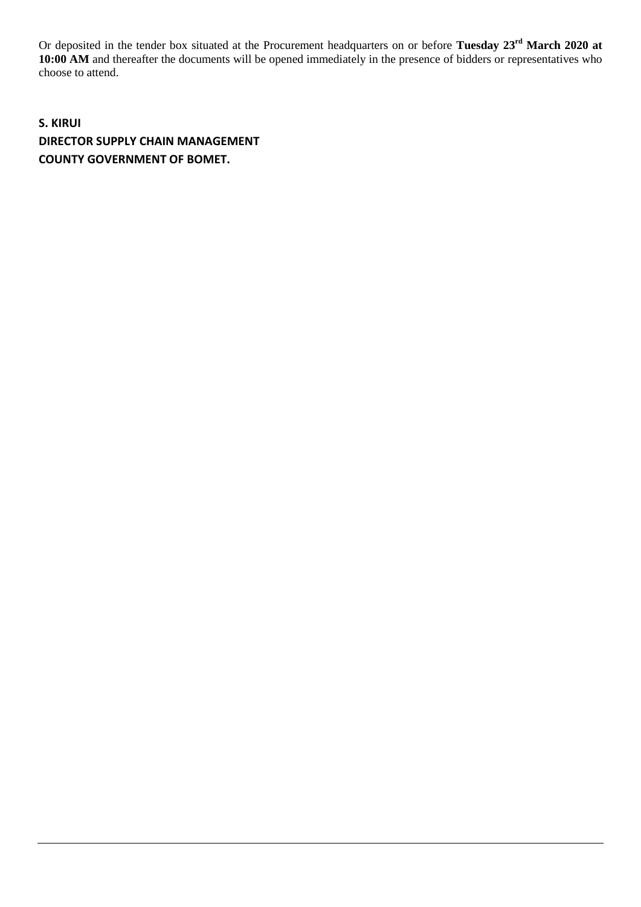Or deposited in the tender box situated at the Procurement headquarters on or before **Tuesday 23rd March 2020 at 10:00 AM** and thereafter the documents will be opened immediately in the presence of bidders or representatives who choose to attend.

**S. KIRUI**
**DIRECTOR SUPPLY CHAIN MANAGEMENT**
**COUNTY GOVERNMENT OF BOMET.**